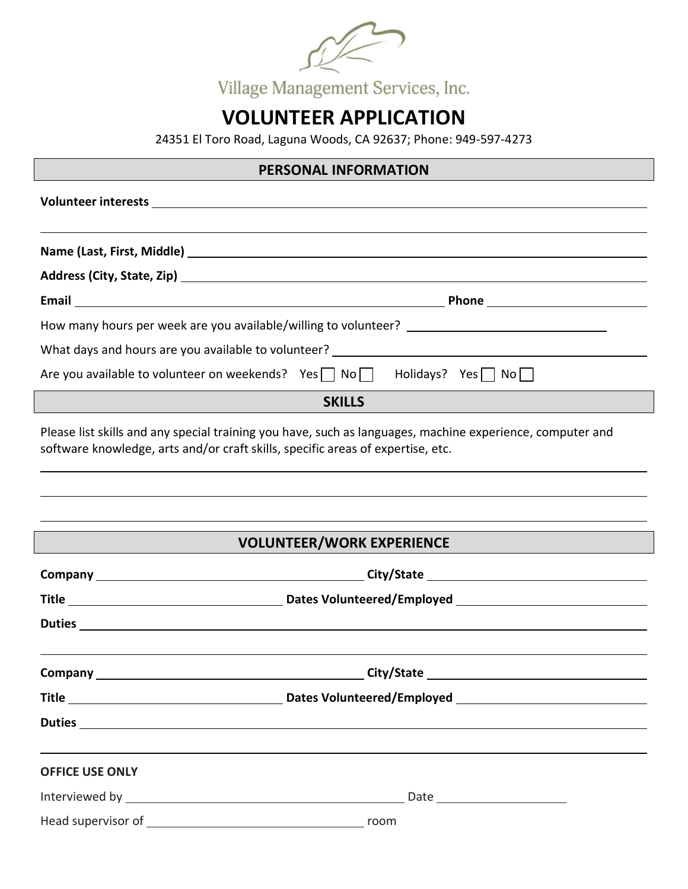Village Management Services, Inc.

# VOLUNTEER APPLICATION

24351 El Toro Road, Laguna Woods, CA 92637; Phone: 949-597-4273

## PERSONAL INFORMATION

**Volunteer interests** ______________________________________________

______________________________________________

**Name (Last, First, Middle)** ______________________________________________

**Address (City, State, Zip)** ______________________________________________

**Email** ______________________________ **Phone** ____________________

How many hours per week are you available/willing to volunteer? ____________________

What days and hours are you available to volunteer? ______________________________

Are you available to volunteer on weekends? Yes ☐ No ☐ Holidays? Yes ☐ No ☐

## SKILLS

Please list skills and any special training you have, such as languages, machine experience, computer and software knowledge, arts and/or craft skills, specific areas of expertise, etc.

______________________________________________

______________________________________________

______________________________________________

## VOLUNTEER/WORK EXPERIENCE

**Company** ______________________________ **City/State** ______________________________

**Title** ______________________________ **Dates Volunteered/Employed** ______________________________

**Duties** ______________________________________________

______________________________________________

**Company** ______________________________ **City/State** ______________________________

**Title** ______________________________ **Dates Volunteered/Employed** ______________________________

**Duties** ______________________________________________

______________________________________________

**OFFICE USE ONLY**

Interviewed by ______________________________ Date ____________________

Head supervisor of ______________________________ room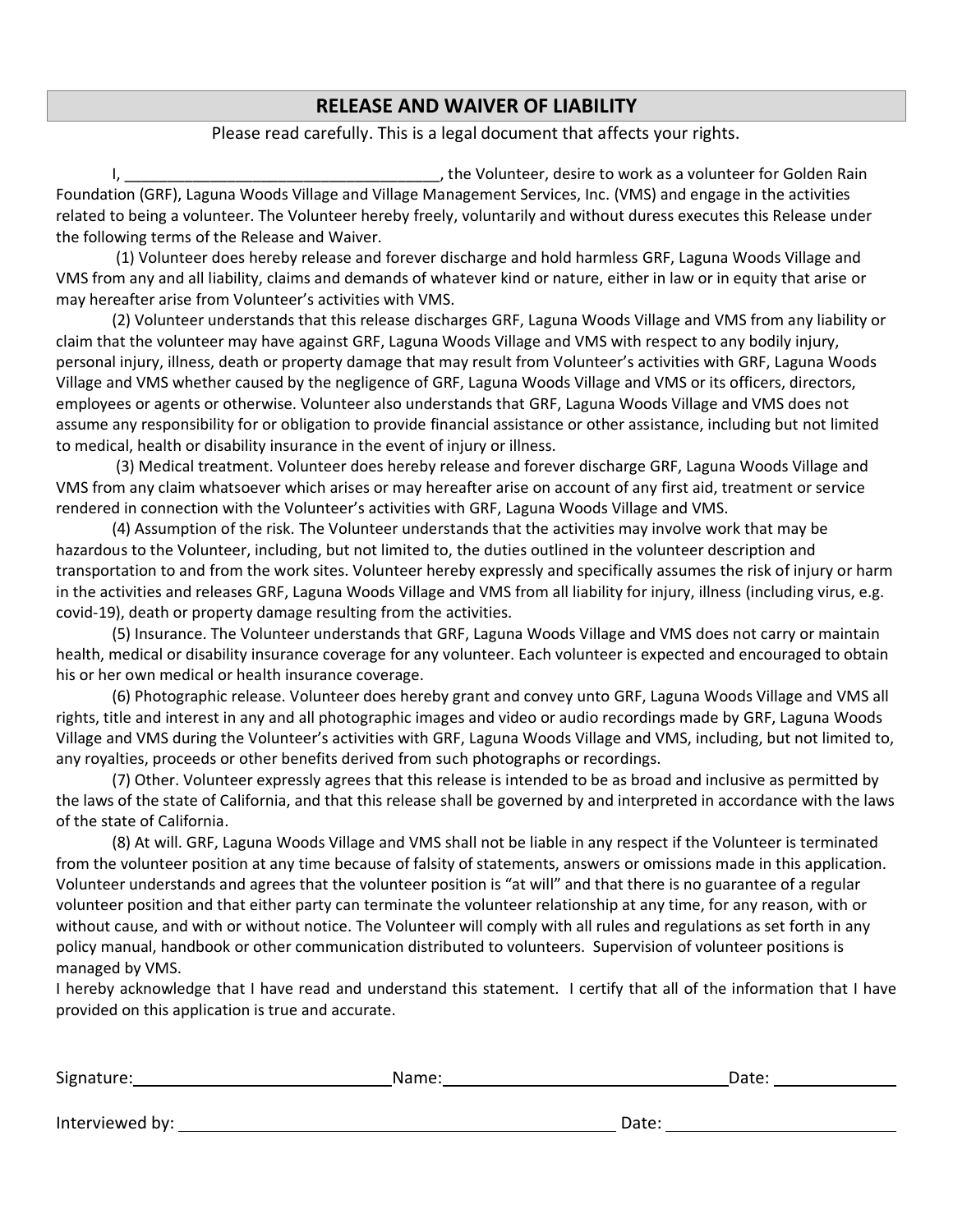## RELEASE AND WAIVER OF LIABILITY

Please read carefully. This is a legal document that affects your rights.

I, ____________________________________, the Volunteer, desire to work as a volunteer for Golden Rain Foundation (GRF), Laguna Woods Village and Village Management Services, Inc. (VMS) and engage in the activities related to being a volunteer. The Volunteer hereby freely, voluntarily and without duress executes this Release under the following terms of the Release and Waiver.

(1) Volunteer does hereby release and forever discharge and hold harmless GRF, Laguna Woods Village and VMS from any and all liability, claims and demands of whatever kind or nature, either in law or in equity that arise or may hereafter arise from Volunteer's activities with VMS.

(2) Volunteer understands that this release discharges GRF, Laguna Woods Village and VMS from any liability or claim that the volunteer may have against GRF, Laguna Woods Village and VMS with respect to any bodily injury, personal injury, illness, death or property damage that may result from Volunteer's activities with GRF, Laguna Woods Village and VMS whether caused by the negligence of GRF, Laguna Woods Village and VMS or its officers, directors, employees or agents or otherwise. Volunteer also understands that GRF, Laguna Woods Village and VMS does not assume any responsibility for or obligation to provide financial assistance or other assistance, including but not limited to medical, health or disability insurance in the event of injury or illness.

(3) Medical treatment. Volunteer does hereby release and forever discharge GRF, Laguna Woods Village and VMS from any claim whatsoever which arises or may hereafter arise on account of any first aid, treatment or service rendered in connection with the Volunteer's activities with GRF, Laguna Woods Village and VMS.

(4) Assumption of the risk. The Volunteer understands that the activities may involve work that may be hazardous to the Volunteer, including, but not limited to, the duties outlined in the volunteer description and transportation to and from the work sites. Volunteer hereby expressly and specifically assumes the risk of injury or harm in the activities and releases GRF, Laguna Woods Village and VMS from all liability for injury, illness (including virus, e.g. covid-19), death or property damage resulting from the activities.

(5) Insurance. The Volunteer understands that GRF, Laguna Woods Village and VMS does not carry or maintain health, medical or disability insurance coverage for any volunteer. Each volunteer is expected and encouraged to obtain his or her own medical or health insurance coverage.

(6) Photographic release. Volunteer does hereby grant and convey unto GRF, Laguna Woods Village and VMS all rights, title and interest in any and all photographic images and video or audio recordings made by GRF, Laguna Woods Village and VMS during the Volunteer's activities with GRF, Laguna Woods Village and VMS, including, but not limited to, any royalties, proceeds or other benefits derived from such photographs or recordings.

(7) Other. Volunteer expressly agrees that this release is intended to be as broad and inclusive as permitted by the laws of the state of California, and that this release shall be governed by and interpreted in accordance with the laws of the state of California.

(8) At will. GRF, Laguna Woods Village and VMS shall not be liable in any respect if the Volunteer is terminated from the volunteer position at any time because of falsity of statements, answers or omissions made in this application. Volunteer understands and agrees that the volunteer position is "at will" and that there is no guarantee of a regular volunteer position and that either party can terminate the volunteer relationship at any time, for any reason, with or without cause, and with or without notice. The Volunteer will comply with all rules and regulations as set forth in any policy manual, handbook or other communication distributed to volunteers. Supervision of volunteer positions is managed by VMS.

I hereby acknowledge that I have read and understand this statement. I certify that all of the information that I have provided on this application is true and accurate.

Signature: ____________________________ Name: ________________________________ Date: ____________

Interviewed by: ________________________________________________ Date: ________________________